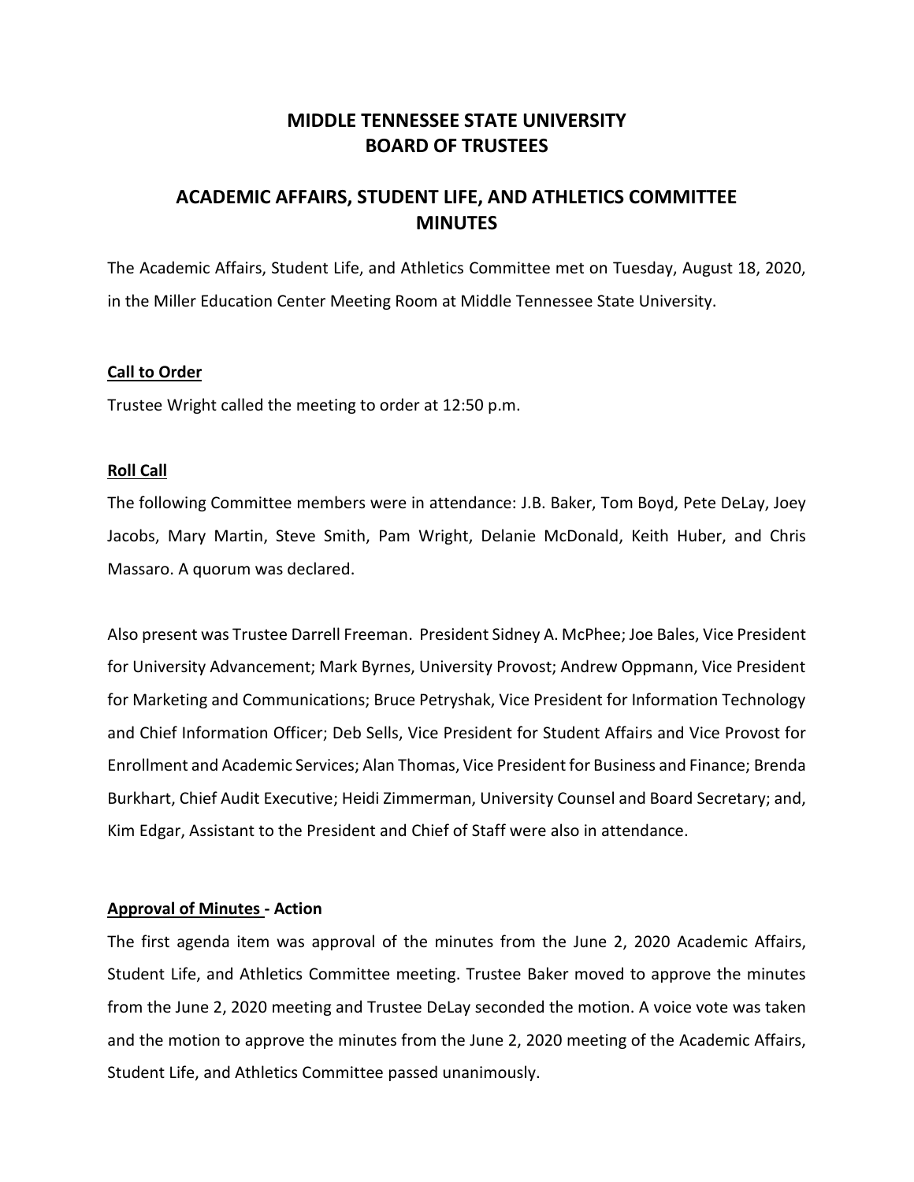# MIDDLE TENNESSEE STATE UNIVERSITY
# BOARD OF TRUSTEES

## ACADEMIC AFFAIRS, STUDENT LIFE, AND ATHLETICS COMMITTEE MINUTES

The Academic Affairs, Student Life, and Athletics Committee met on Tuesday, August 18, 2020, in the Miller Education Center Meeting Room at Middle Tennessee State University.

### Call to Order

Trustee Wright called the meeting to order at 12:50 p.m.

### Roll Call

The following Committee members were in attendance: J.B. Baker, Tom Boyd, Pete DeLay, Joey Jacobs, Mary Martin, Steve Smith, Pam Wright, Delanie McDonald, Keith Huber, and Chris Massaro. A quorum was declared.

Also present was Trustee Darrell Freeman. President Sidney A. McPhee; Joe Bales, Vice President for University Advancement; Mark Byrnes, University Provost; Andrew Oppmann, Vice President for Marketing and Communications; Bruce Petryshak, Vice President for Information Technology and Chief Information Officer; Deb Sells, Vice President for Student Affairs and Vice Provost for Enrollment and Academic Services; Alan Thomas, Vice President for Business and Finance; Brenda Burkhart, Chief Audit Executive; Heidi Zimmerman, University Counsel and Board Secretary; and, Kim Edgar, Assistant to the President and Chief of Staff were also in attendance.

### Approval of Minutes - Action

The first agenda item was approval of the minutes from the June 2, 2020 Academic Affairs, Student Life, and Athletics Committee meeting. Trustee Baker moved to approve the minutes from the June 2, 2020 meeting and Trustee DeLay seconded the motion. A voice vote was taken and the motion to approve the minutes from the June 2, 2020 meeting of the Academic Affairs, Student Life, and Athletics Committee passed unanimously.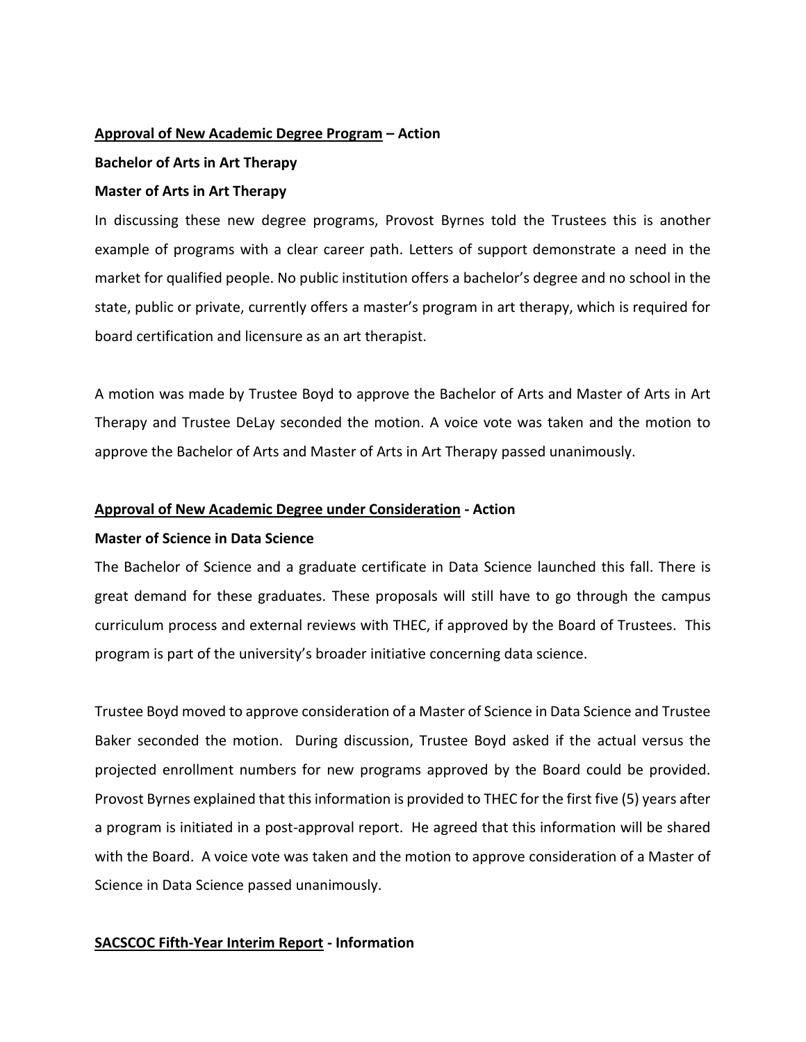**<u>Approval of New Academic Degree Program</u> – Action**

**Bachelor of Arts in Art Therapy**

**Master of Arts in Art Therapy**

In discussing these new degree programs, Provost Byrnes told the Trustees this is another example of programs with a clear career path. Letters of support demonstrate a need in the market for qualified people. No public institution offers a bachelor's degree and no school in the state, public or private, currently offers a master's program in art therapy, which is required for board certification and licensure as an art therapist.

A motion was made by Trustee Boyd to approve the Bachelor of Arts and Master of Arts in Art Therapy and Trustee DeLay seconded the motion. A voice vote was taken and the motion to approve the Bachelor of Arts and Master of Arts in Art Therapy passed unanimously.

**<u>Approval of New Academic Degree under Consideration</u> - Action**

**Master of Science in Data Science**

The Bachelor of Science and a graduate certificate in Data Science launched this fall. There is great demand for these graduates. These proposals will still have to go through the campus curriculum process and external reviews with THEC, if approved by the Board of Trustees. This program is part of the university's broader initiative concerning data science.

Trustee Boyd moved to approve consideration of a Master of Science in Data Science and Trustee Baker seconded the motion. During discussion, Trustee Boyd asked if the actual versus the projected enrollment numbers for new programs approved by the Board could be provided. Provost Byrnes explained that this information is provided to THEC for the first five (5) years after a program is initiated in a post-approval report. He agreed that this information will be shared with the Board. A voice vote was taken and the motion to approve consideration of a Master of Science in Data Science passed unanimously.

**<u>SACSCOC Fifth-Year Interim Report</u> - Information**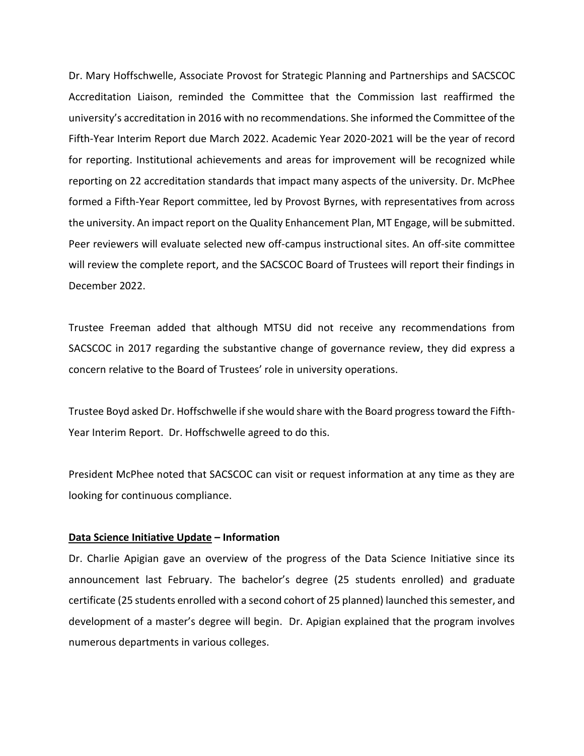Dr. Mary Hoffschwelle, Associate Provost for Strategic Planning and Partnerships and SACSCOC Accreditation Liaison, reminded the Committee that the Commission last reaffirmed the university's accreditation in 2016 with no recommendations. She informed the Committee of the Fifth-Year Interim Report due March 2022. Academic Year 2020-2021 will be the year of record for reporting. Institutional achievements and areas for improvement will be recognized while reporting on 22 accreditation standards that impact many aspects of the university. Dr. McPhee formed a Fifth-Year Report committee, led by Provost Byrnes, with representatives from across the university. An impact report on the Quality Enhancement Plan, MT Engage, will be submitted. Peer reviewers will evaluate selected new off-campus instructional sites. An off-site committee will review the complete report, and the SACSCOC Board of Trustees will report their findings in December 2022.

Trustee Freeman added that although MTSU did not receive any recommendations from SACSCOC in 2017 regarding the substantive change of governance review, they did express a concern relative to the Board of Trustees' role in university operations.

Trustee Boyd asked Dr. Hoffschwelle if she would share with the Board progress toward the Fifth-Year Interim Report. Dr. Hoffschwelle agreed to do this.

President McPhee noted that SACSCOC can visit or request information at any time as they are looking for continuous compliance.

**Data Science Initiative Update – Information**

Dr. Charlie Apigian gave an overview of the progress of the Data Science Initiative since its announcement last February. The bachelor's degree (25 students enrolled) and graduate certificate (25 students enrolled with a second cohort of 25 planned) launched this semester, and development of a master's degree will begin. Dr. Apigian explained that the program involves numerous departments in various colleges.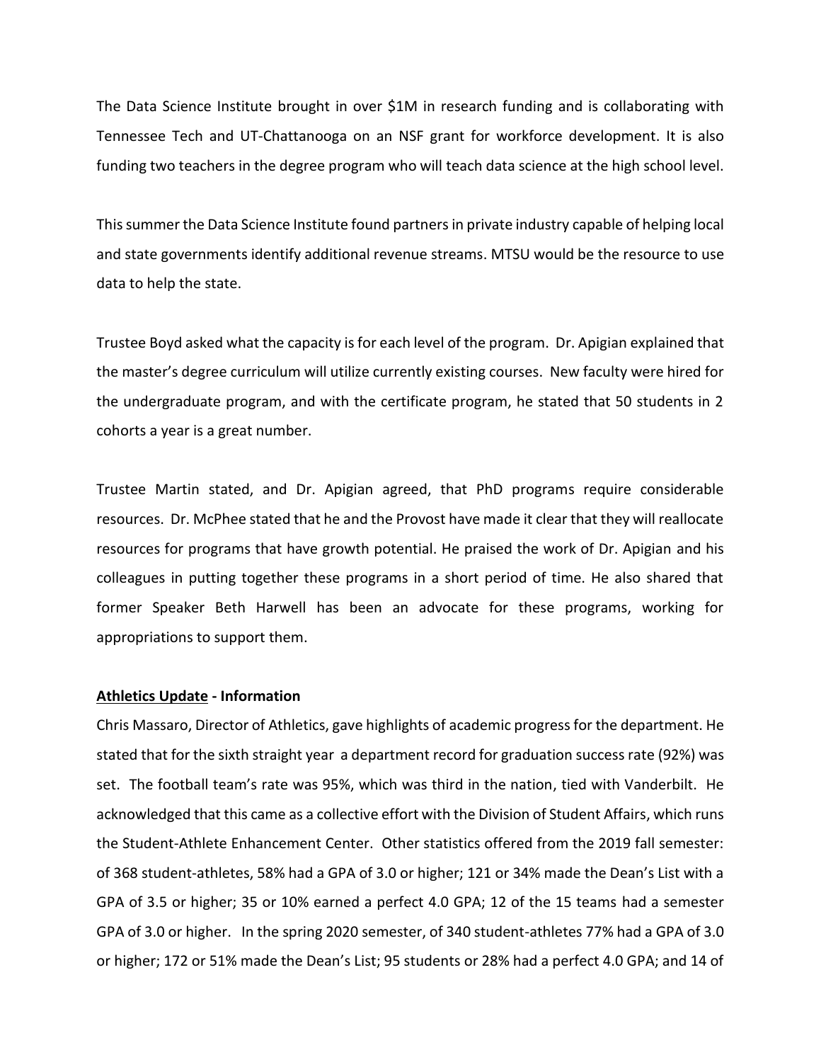The Data Science Institute brought in over $1M in research funding and is collaborating with Tennessee Tech and UT-Chattanooga on an NSF grant for workforce development. It is also funding two teachers in the degree program who will teach data science at the high school level.

This summer the Data Science Institute found partners in private industry capable of helping local and state governments identify additional revenue streams. MTSU would be the resource to use data to help the state.

Trustee Boyd asked what the capacity is for each level of the program. Dr. Apigian explained that the master's degree curriculum will utilize currently existing courses. New faculty were hired for the undergraduate program, and with the certificate program, he stated that 50 students in 2 cohorts a year is a great number.

Trustee Martin stated, and Dr. Apigian agreed, that PhD programs require considerable resources. Dr. McPhee stated that he and the Provost have made it clear that they will reallocate resources for programs that have growth potential. He praised the work of Dr. Apigian and his colleagues in putting together these programs in a short period of time. He also shared that former Speaker Beth Harwell has been an advocate for these programs, working for appropriations to support them.

**Athletics Update - Information**

Chris Massaro, Director of Athletics, gave highlights of academic progress for the department. He stated that for the sixth straight year a department record for graduation success rate (92%) was set. The football team's rate was 95%, which was third in the nation, tied with Vanderbilt. He acknowledged that this came as a collective effort with the Division of Student Affairs, which runs the Student-Athlete Enhancement Center. Other statistics offered from the 2019 fall semester: of 368 student-athletes, 58% had a GPA of 3.0 or higher; 121 or 34% made the Dean's List with a GPA of 3.5 or higher; 35 or 10% earned a perfect 4.0 GPA; 12 of the 15 teams had a semester GPA of 3.0 or higher. In the spring 2020 semester, of 340 student-athletes 77% had a GPA of 3.0 or higher; 172 or 51% made the Dean's List; 95 students or 28% had a perfect 4.0 GPA; and 14 of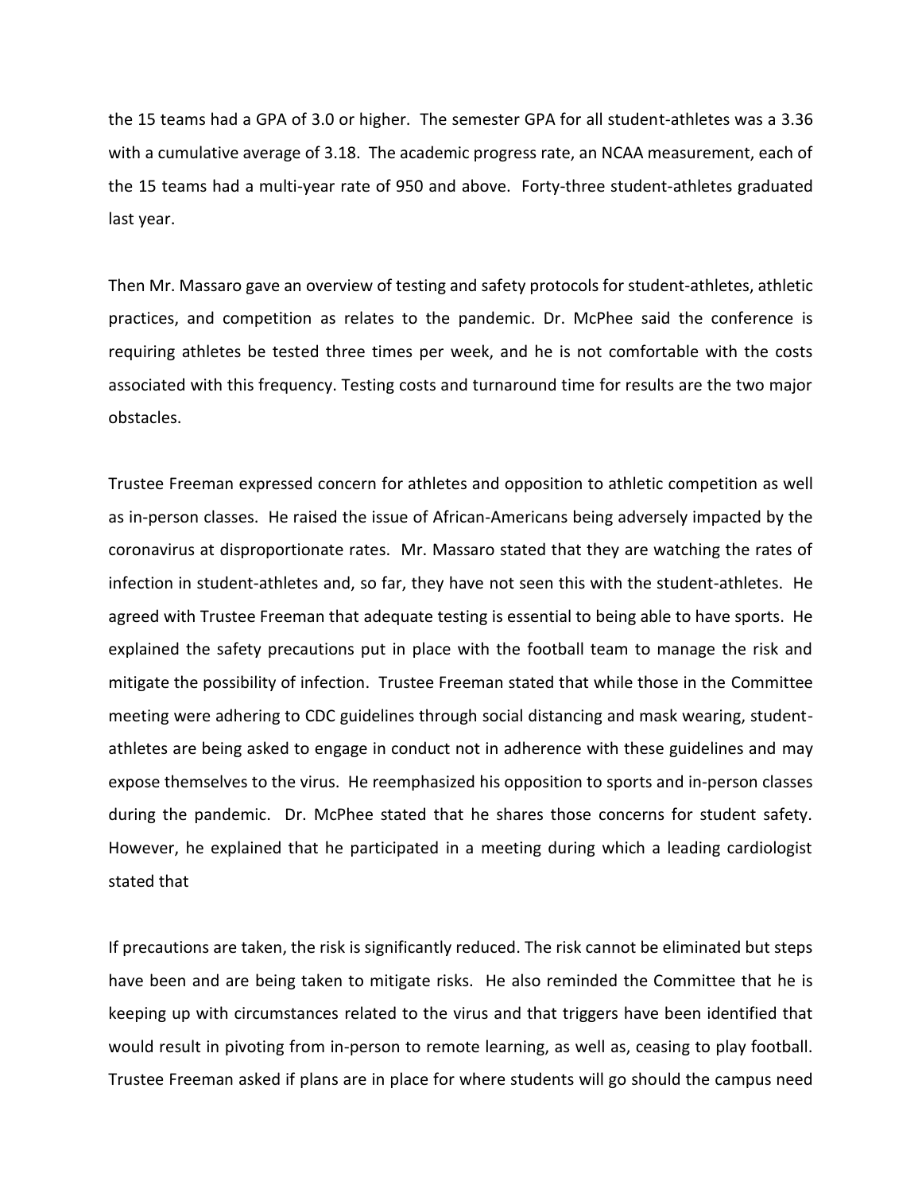the 15 teams had a GPA of 3.0 or higher. The semester GPA for all student-athletes was a 3.36 with a cumulative average of 3.18. The academic progress rate, an NCAA measurement, each of the 15 teams had a multi-year rate of 950 and above. Forty-three student-athletes graduated last year.

Then Mr. Massaro gave an overview of testing and safety protocols for student-athletes, athletic practices, and competition as relates to the pandemic. Dr. McPhee said the conference is requiring athletes be tested three times per week, and he is not comfortable with the costs associated with this frequency. Testing costs and turnaround time for results are the two major obstacles.

Trustee Freeman expressed concern for athletes and opposition to athletic competition as well as in-person classes. He raised the issue of African-Americans being adversely impacted by the coronavirus at disproportionate rates. Mr. Massaro stated that they are watching the rates of infection in student-athletes and, so far, they have not seen this with the student-athletes. He agreed with Trustee Freeman that adequate testing is essential to being able to have sports. He explained the safety precautions put in place with the football team to manage the risk and mitigate the possibility of infection. Trustee Freeman stated that while those in the Committee meeting were adhering to CDC guidelines through social distancing and mask wearing, student-athletes are being asked to engage in conduct not in adherence with these guidelines and may expose themselves to the virus. He reemphasized his opposition to sports and in-person classes during the pandemic. Dr. McPhee stated that he shares those concerns for student safety. However, he explained that he participated in a meeting during which a leading cardiologist stated that

If precautions are taken, the risk is significantly reduced. The risk cannot be eliminated but steps have been and are being taken to mitigate risks. He also reminded the Committee that he is keeping up with circumstances related to the virus and that triggers have been identified that would result in pivoting from in-person to remote learning, as well as, ceasing to play football. Trustee Freeman asked if plans are in place for where students will go should the campus need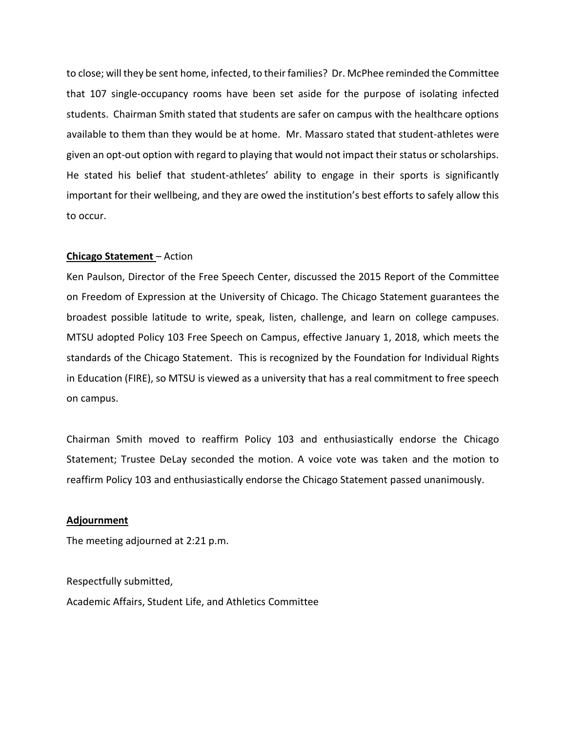to close; will they be sent home, infected, to their families? Dr. McPhee reminded the Committee that 107 single-occupancy rooms have been set aside for the purpose of isolating infected students. Chairman Smith stated that students are safer on campus with the healthcare options available to them than they would be at home. Mr. Massaro stated that student-athletes were given an opt-out option with regard to playing that would not impact their status or scholarships. He stated his belief that student-athletes' ability to engage in their sports is significantly important for their wellbeing, and they are owed the institution's best efforts to safely allow this to occur.

**<u>Chicago Statement</u>** – Action

Ken Paulson, Director of the Free Speech Center, discussed the 2015 Report of the Committee on Freedom of Expression at the University of Chicago. The Chicago Statement guarantees the broadest possible latitude to write, speak, listen, challenge, and learn on college campuses. MTSU adopted Policy 103 Free Speech on Campus, effective January 1, 2018, which meets the standards of the Chicago Statement. This is recognized by the Foundation for Individual Rights in Education (FIRE), so MTSU is viewed as a university that has a real commitment to free speech on campus.

Chairman Smith moved to reaffirm Policy 103 and enthusiastically endorse the Chicago Statement; Trustee DeLay seconded the motion. A voice vote was taken and the motion to reaffirm Policy 103 and enthusiastically endorse the Chicago Statement passed unanimously.

**<u>Adjournment</u>**

The meeting adjourned at 2:21 p.m.

Respectfully submitted,

Academic Affairs, Student Life, and Athletics Committee